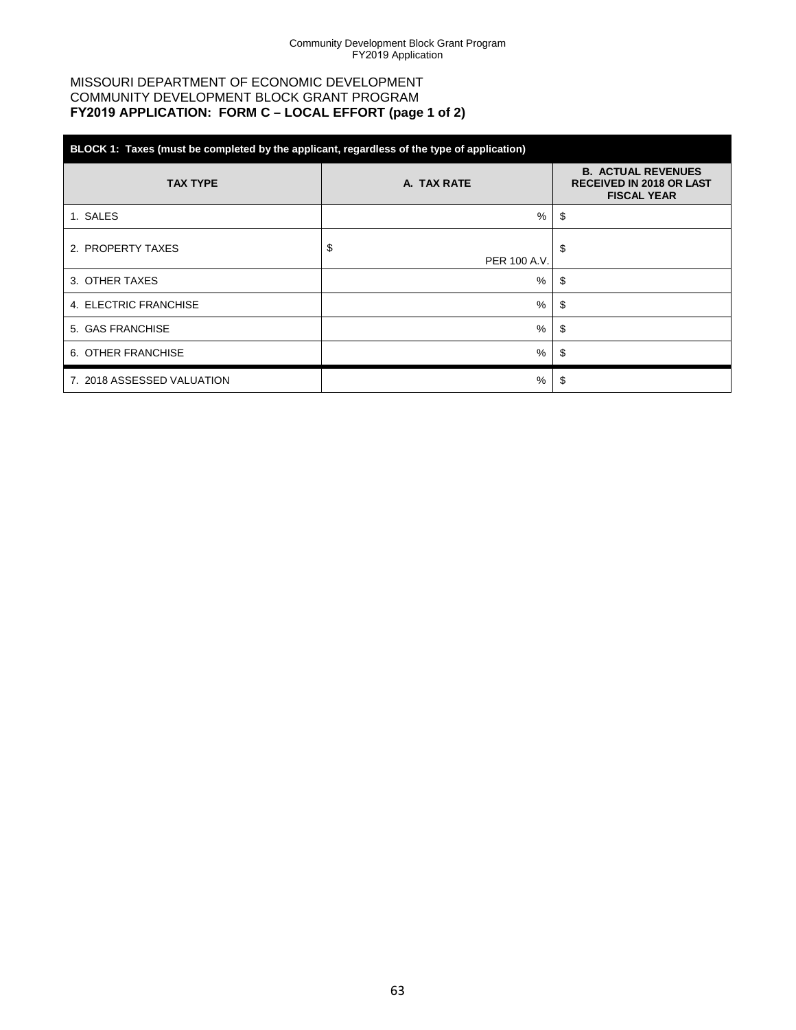MISSOURI DEPARTMENT OF ECONOMIC DEVELOPMENT
COMMUNITY DEVELOPMENT BLOCK GRANT PROGRAM
**FY2019 APPLICATION: FORM C – LOCAL EFFORT (page 1 of 2)**

| **BLOCK 1: Taxes (must be completed by the applicant, regardless of the type of application)** | | |
|---|---|---|
| **TAX TYPE** | **A. TAX RATE** | **B. ACTUAL REVENUES RECEIVED IN 2018 OR LAST FISCAL YEAR** |
| 1. SALES | % | $ |
| 2. PROPERTY TAXES | $ PER 100 A.V. | $ |
| 3. OTHER TAXES | % | $ |
| 4. ELECTRIC FRANCHISE | % | $ |
| 5. GAS FRANCHISE | % | $ |
| 6. OTHER FRANCHISE | % | $ |
| 7. 2018 ASSESSED VALUATION | % | $ |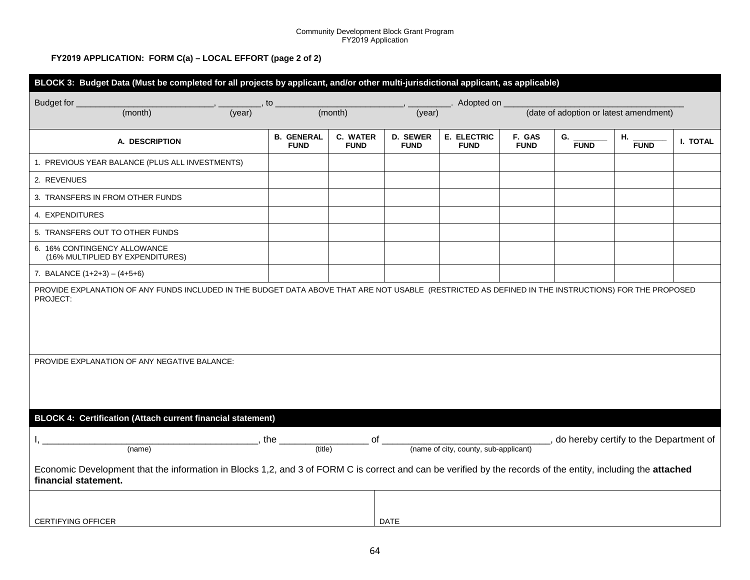**FY2019 APPLICATION: FORM C(a) – LOCAL EFFORT (page 2 of 2)**

**BLOCK 3: Budget Data (Must be completed for all projects by applicant, and/or other multi-jurisdictional applicant, as applicable)**

Budget for ____________________________, _________, to __________________________, _________. Adopted on _____________________________________
(month) (year) (month) (year) (date of adoption or latest amendment)

| A. DESCRIPTION | B. GENERAL FUND | C. WATER FUND | D. SEWER FUND | E. ELECTRIC FUND | F. GAS FUND | G. ________ FUND | H. ________ FUND | I. TOTAL |
|---|---|---|---|---|---|---|---|---|
| 1. PREVIOUS YEAR BALANCE (PLUS ALL INVESTMENTS) | | | | | | | | |
| 2. REVENUES | | | | | | | | |
| 3. TRANSFERS IN FROM OTHER FUNDS | | | | | | | | |
| 4. EXPENDITURES | | | | | | | | |
| 5. TRANSFERS OUT TO OTHER FUNDS | | | | | | | | |
| 6. 16% CONTINGENCY ALLOWANCE (16% MULTIPLIED BY EXPENDITURES) | | | | | | | | |
| 7. BALANCE (1+2+3) – (4+5+6) | | | | | | | | |

PROVIDE EXPLANATION OF ANY FUNDS INCLUDED IN THE BUDGET DATA ABOVE THAT ARE NOT USABLE (RESTRICTED AS DEFINED IN THE INSTRUCTIONS) FOR THE PROPOSED PROJECT:

PROVIDE EXPLANATION OF ANY NEGATIVE BALANCE:

**BLOCK 4: Certification (Attach current financial statement)**

I, __________________________________________, the _________________ of ________________________________, do hereby certify to the Department of
(name) (title) (name of city, county, sub-applicant)

Economic Development that the information in Blocks 1,2, and 3 of FORM C is correct and can be verified by the records of the entity, including the **attached financial statement.**

| CERTIFYING OFFICER | DATE |
|---|---|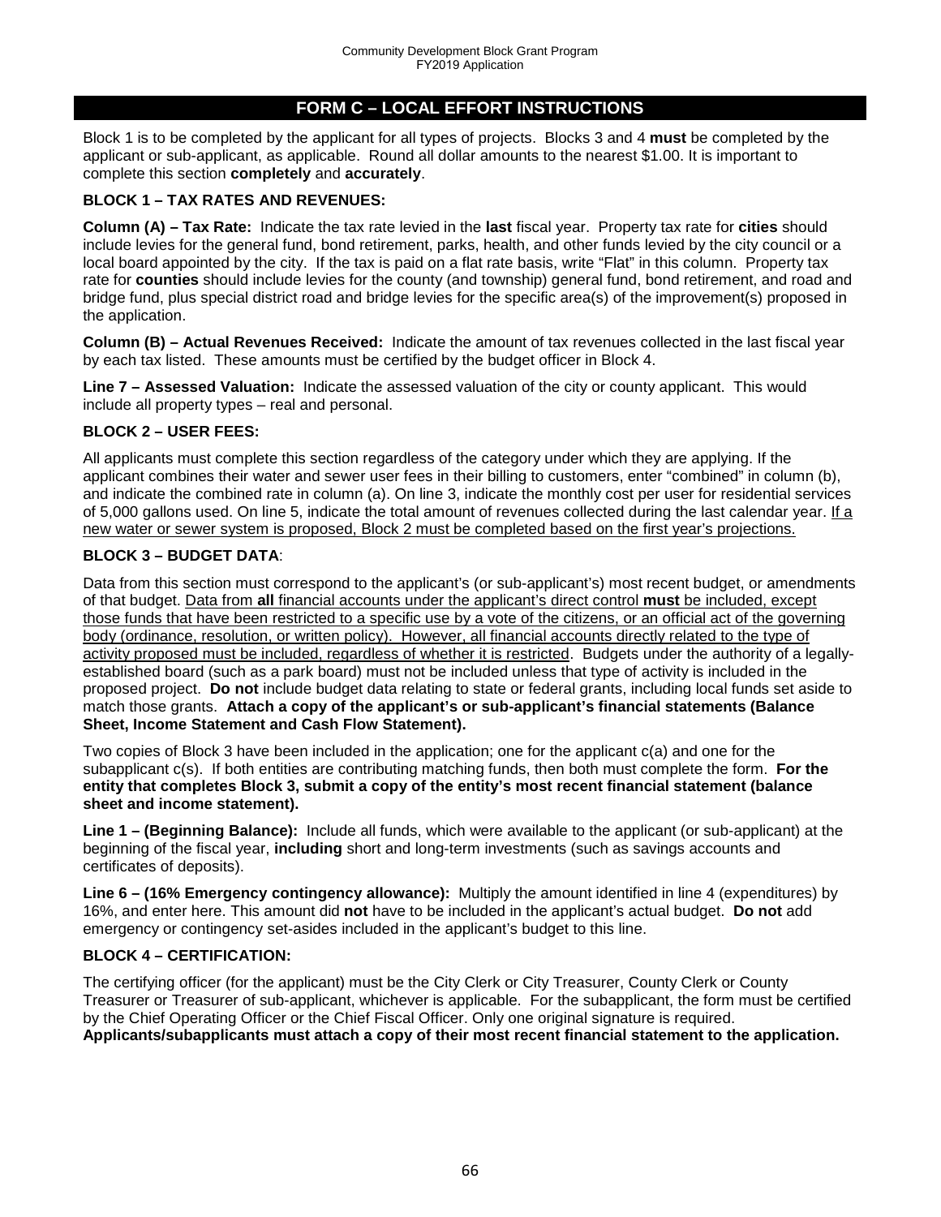## FORM C – LOCAL EFFORT INSTRUCTIONS

Block 1 is to be completed by the applicant for all types of projects. Blocks 3 and 4 **must** be completed by the applicant or sub-applicant, as applicable. Round all dollar amounts to the nearest $1.00. It is important to complete this section **completely** and **accurately**.

### BLOCK 1 – TAX RATES AND REVENUES:

**Column (A) – Tax Rate:** Indicate the tax rate levied in the **last** fiscal year. Property tax rate for **cities** should include levies for the general fund, bond retirement, parks, health, and other funds levied by the city council or a local board appointed by the city. If the tax is paid on a flat rate basis, write "Flat" in this column. Property tax rate for **counties** should include levies for the county (and township) general fund, bond retirement, and road and bridge fund, plus special district road and bridge levies for the specific area(s) of the improvement(s) proposed in the application.

**Column (B) – Actual Revenues Received:** Indicate the amount of tax revenues collected in the last fiscal year by each tax listed. These amounts must be certified by the budget officer in Block 4.

**Line 7 – Assessed Valuation:** Indicate the assessed valuation of the city or county applicant. This would include all property types – real and personal.

### BLOCK 2 – USER FEES:

All applicants must complete this section regardless of the category under which they are applying. If the applicant combines their water and sewer user fees in their billing to customers, enter "combined" in column (b), and indicate the combined rate in column (a). On line 3, indicate the monthly cost per user for residential services of 5,000 gallons used. On line 5, indicate the total amount of revenues collected during the last calendar year. If a new water or sewer system is proposed, Block 2 must be completed based on the first year's projections.

### BLOCK 3 – BUDGET DATA:

Data from this section must correspond to the applicant's (or sub-applicant's) most recent budget, or amendments of that budget. Data from **all** financial accounts under the applicant's direct control **must** be included, except those funds that have been restricted to a specific use by a vote of the citizens, or an official act of the governing body (ordinance, resolution, or written policy). However, all financial accounts directly related to the type of activity proposed must be included, regardless of whether it is restricted. Budgets under the authority of a legally-established board (such as a park board) must not be included unless that type of activity is included in the proposed project. **Do not** include budget data relating to state or federal grants, including local funds set aside to match those grants. **Attach a copy of the applicant's or sub-applicant's financial statements (Balance Sheet, Income Statement and Cash Flow Statement).**

Two copies of Block 3 have been included in the application; one for the applicant c(a) and one for the subapplicant c(s). If both entities are contributing matching funds, then both must complete the form. **For the entity that completes Block 3, submit a copy of the entity's most recent financial statement (balance sheet and income statement).**

**Line 1 – (Beginning Balance):** Include all funds, which were available to the applicant (or sub-applicant) at the beginning of the fiscal year, **including** short and long-term investments (such as savings accounts and certificates of deposits).

**Line 6 – (16% Emergency contingency allowance):** Multiply the amount identified in line 4 (expenditures) by 16%, and enter here. This amount did **not** have to be included in the applicant's actual budget. **Do not** add emergency or contingency set-asides included in the applicant's budget to this line.

### BLOCK 4 – CERTIFICATION:

The certifying officer (for the applicant) must be the City Clerk or City Treasurer, County Clerk or County Treasurer or Treasurer of sub-applicant, whichever is applicable. For the subapplicant, the form must be certified by the Chief Operating Officer or the Chief Fiscal Officer. Only one original signature is required. **Applicants/subapplicants must attach a copy of their most recent financial statement to the application.**